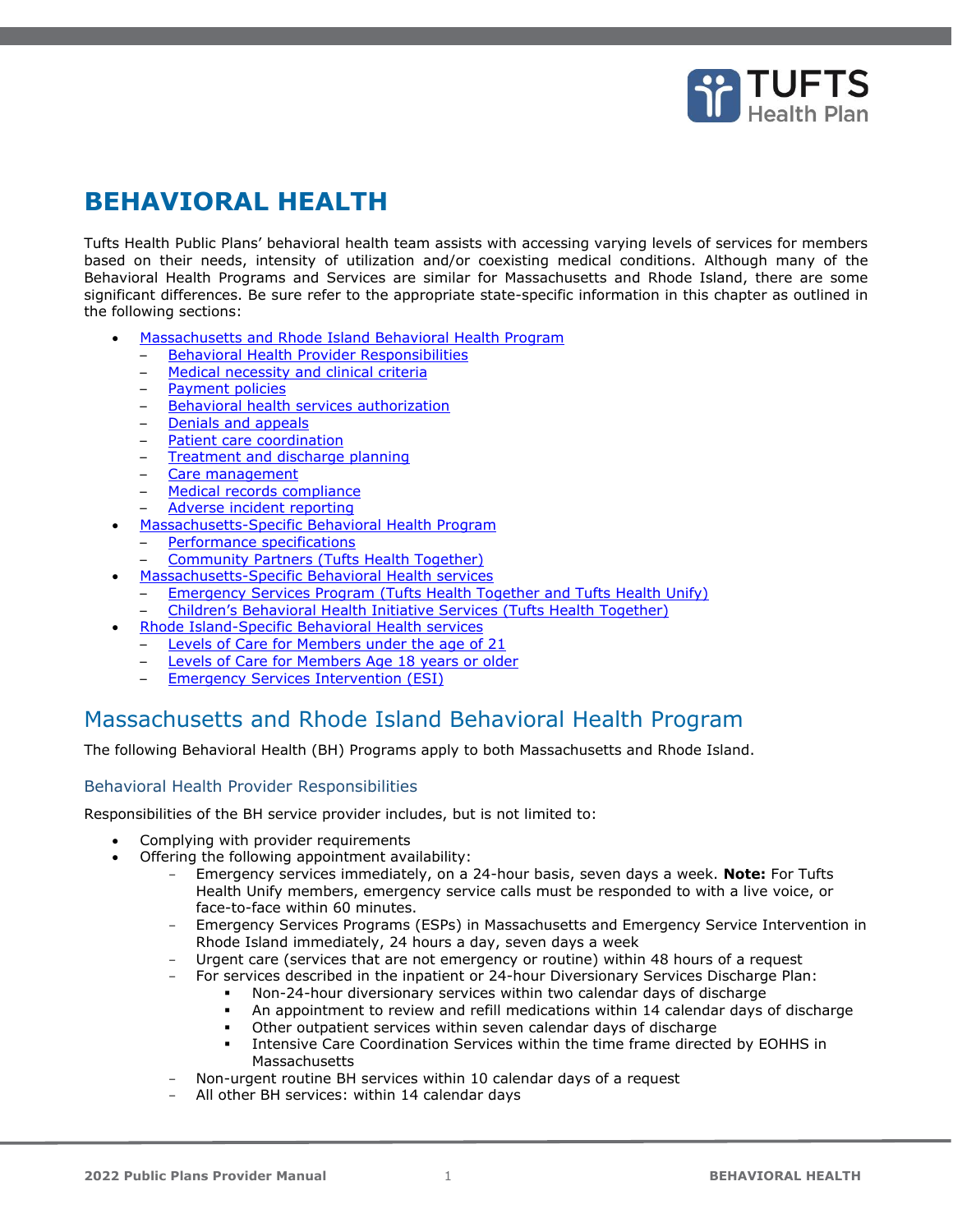# BEHAVIORAL HEALTH

Tufts Health Public Plans' behavioral health team assists with accessing varying levels of services for members based on their needs, intensity of utilization and/or coexisting medical conditions. Although many of the Behavioral Health Programs and Services are similar for Massachusetts and Rhode Island, there are some significant differences. Be sure refer to the appropriate state-specific information in this chapter as outlined in the following sections:

- Massachusetts and Rhode Island Behavioral Health Program
  - Behavioral Health Provider Responsibilities
  - Medical necessity and clinical criteria
  - Payment policies
  - Behavioral health services authorization
  - Denials and appeals
  - Patient care coordination
  - Treatment and discharge planning
  - Care management
  - Medical records compliance
  - Adverse incident reporting
- Massachusetts-Specific Behavioral Health Program
  - Performance specifications
  - Community Partners (Tufts Health Together)
- Massachusetts-Specific Behavioral Health services
  - Emergency Services Program (Tufts Health Together and Tufts Health Unify)
  - Children's Behavioral Health Initiative Services (Tufts Health Together)
- Rhode Island-Specific Behavioral Health services
  - Levels of Care for Members under the age of 21
  - Levels of Care for Members Age 18 years or older
  - Emergency Services Intervention (ESI)

## Massachusetts and Rhode Island Behavioral Health Program

The following Behavioral Health (BH) Programs apply to both Massachusetts and Rhode Island.

### Behavioral Health Provider Responsibilities

Responsibilities of the BH service provider includes, but is not limited to:

- Complying with provider requirements
- Offering the following appointment availability:
  - Emergency services immediately, on a 24-hour basis, seven days a week. **Note:** For Tufts Health Unify members, emergency service calls must be responded to with a live voice, or face-to-face within 60 minutes.
  - Emergency Services Programs (ESPs) in Massachusetts and Emergency Service Intervention in Rhode Island immediately, 24 hours a day, seven days a week
  - Urgent care (services that are not emergency or routine) within 48 hours of a request
  - For services described in the inpatient or 24-hour Diversionary Services Discharge Plan:
    - Non-24-hour diversionary services within two calendar days of discharge
    - An appointment to review and refill medications within 14 calendar days of discharge
    - Other outpatient services within seven calendar days of discharge
    - Intensive Care Coordination Services within the time frame directed by EOHHS in Massachusetts
  - Non-urgent routine BH services within 10 calendar days of a request
  - All other BH services: within 14 calendar days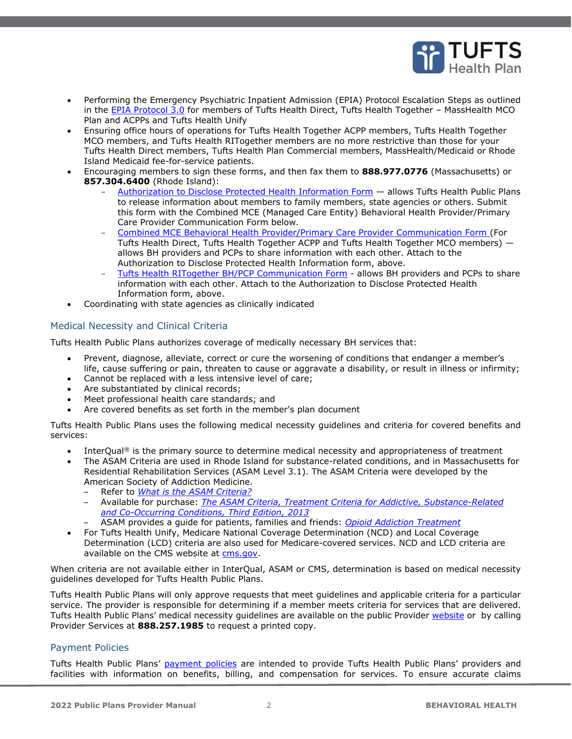- Performing the Emergency Psychiatric Inpatient Admission (EPIA) Protocol Escalation Steps as outlined in the EPIA Protocol 3.0 for members of Tufts Health Direct, Tufts Health Together – MassHealth MCO Plan and ACPPs and Tufts Health Unify
- Ensuring office hours of operations for Tufts Health Together ACPP members, Tufts Health Together MCO members, and Tufts Health RITogether members are no more restrictive than those for your Tufts Health Direct members, Tufts Health Plan Commercial members, MassHealth/Medicaid or Rhode Island Medicaid fee-for-service patients.
- Encouraging members to sign these forms, and then fax them to **888.977.0776** (Massachusetts) or **857.304.6400** (Rhode Island):
  - Authorization to Disclose Protected Health Information Form — allows Tufts Health Public Plans to release information about members to family members, state agencies or others. Submit this form with the Combined MCE (Managed Care Entity) Behavioral Health Provider/Primary Care Provider Communication Form below.
  - Combined MCE Behavioral Health Provider/Primary Care Provider Communication Form (For Tufts Health Direct, Tufts Health Together ACPP and Tufts Health Together MCO members) — allows BH providers and PCPs to share information with each other. Attach to the Authorization to Disclose Protected Health Information form, above.
  - Tufts Health RITogether BH/PCP Communication Form - allows BH providers and PCPs to share information with each other. Attach to the Authorization to Disclose Protected Health Information form, above.
- Coordinating with state agencies as clinically indicated

## Medical Necessity and Clinical Criteria

Tufts Health Public Plans authorizes coverage of medically necessary BH services that:

- Prevent, diagnose, alleviate, correct or cure the worsening of conditions that endanger a member's life, cause suffering or pain, threaten to cause or aggravate a disability, or result in illness or infirmity;
- Cannot be replaced with a less intensive level of care;
- Are substantiated by clinical records;
- Meet professional health care standards; and
- Are covered benefits as set forth in the member's plan document

Tufts Health Public Plans uses the following medical necessity guidelines and criteria for covered benefits and services:

- InterQual® is the primary source to determine medical necessity and appropriateness of treatment
- The ASAM Criteria are used in Rhode Island for substance-related conditions, and in Massachusetts for Residential Rehabilitation Services (ASAM Level 3.1). The ASAM Criteria were developed by the American Society of Addiction Medicine.
  - Refer to *What is the ASAM Criteria?*
  - Available for purchase: *The ASAM Criteria, Treatment Criteria for Addictive, Substance-Related and Co-Occurring Conditions, Third Edition, 2013*
  - ASAM provides a guide for patients, families and friends: *Opioid Addiction Treatment*
- For Tufts Health Unify, Medicare National Coverage Determination (NCD) and Local Coverage Determination (LCD) criteria are also used for Medicare-covered services. NCD and LCD criteria are available on the CMS website at cms.gov.

When criteria are not available either in InterQual, ASAM or CMS, determination is based on medical necessity guidelines developed for Tufts Health Public Plans.

Tufts Health Public Plans will only approve requests that meet guidelines and applicable criteria for a particular service. The provider is responsible for determining if a member meets criteria for services that are delivered. Tufts Health Public Plans' medical necessity guidelines are available on the public Provider website or by calling Provider Services at **888.257.1985** to request a printed copy.

## Payment Policies

Tufts Health Public Plans' payment policies are intended to provide Tufts Health Public Plans' providers and facilities with information on benefits, billing, and compensation for services. To ensure accurate claims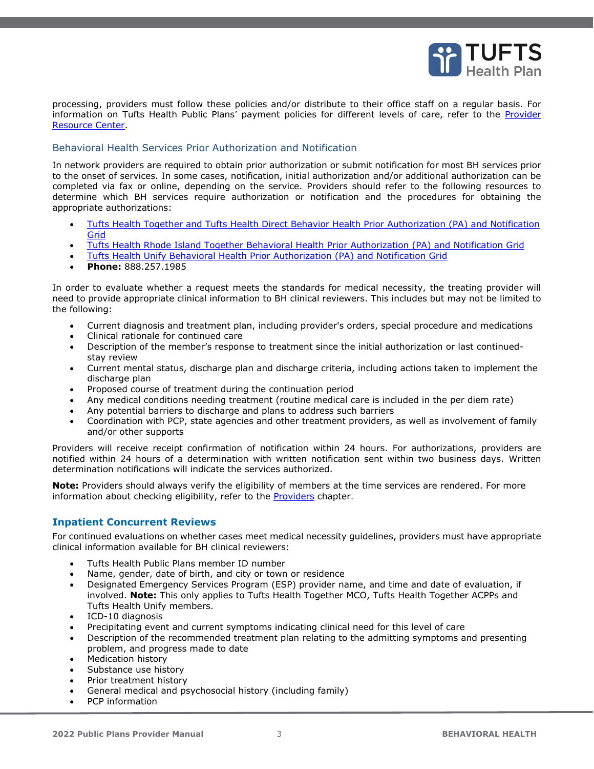processing, providers must follow these policies and/or distribute to their office staff on a regular basis. For information on Tufts Health Public Plans' payment policies for different levels of care, refer to the [Provider Resource Center](#).

## Behavioral Health Services Prior Authorization and Notification

In network providers are required to obtain prior authorization or submit notification for most BH services prior to the onset of services. In some cases, notification, initial authorization and/or additional authorization can be completed via fax or online, depending on the service. Providers should refer to the following resources to determine which BH services require authorization or notification and the procedures for obtaining the appropriate authorizations:

- [Tufts Health Together and Tufts Health Direct Behavior Health Prior Authorization (PA) and Notification Grid](#)
- [Tufts Health Rhode Island Together Behavioral Health Prior Authorization (PA) and Notification Grid](#)
- [Tufts Health Unify Behavioral Health Prior Authorization (PA) and Notification Grid](#)
- **Phone:** 888.257.1985

In order to evaluate whether a request meets the standards for medical necessity, the treating provider will need to provide appropriate clinical information to BH clinical reviewers. This includes but may not be limited to the following:

- Current diagnosis and treatment plan, including provider's orders, special procedure and medications
- Clinical rationale for continued care
- Description of the member's response to treatment since the initial authorization or last continued-stay review
- Current mental status, discharge plan and discharge criteria, including actions taken to implement the discharge plan
- Proposed course of treatment during the continuation period
- Any medical conditions needing treatment (routine medical care is included in the per diem rate)
- Any potential barriers to discharge and plans to address such barriers
- Coordination with PCP, state agencies and other treatment providers, as well as involvement of family and/or other supports

Providers will receive receipt confirmation of notification within 24 hours. For authorizations, providers are notified within 24 hours of a determination with written notification sent within two business days. Written determination notifications will indicate the services authorized.

**Note:** Providers should always verify the eligibility of members at the time services are rendered. For more information about checking eligibility, refer to the [Providers](#) chapter.

### Inpatient Concurrent Reviews

For continued evaluations on whether cases meet medical necessity guidelines, providers must have appropriate clinical information available for BH clinical reviewers:

- Tufts Health Public Plans member ID number
- Name, gender, date of birth, and city or town or residence
- Designated Emergency Services Program (ESP) provider name, and time and date of evaluation, if involved. **Note:** This only applies to Tufts Health Together MCO, Tufts Health Together ACPPs and Tufts Health Unify members.
- ICD-10 diagnosis
- Precipitating event and current symptoms indicating clinical need for this level of care
- Description of the recommended treatment plan relating to the admitting symptoms and presenting problem, and progress made to date
- Medication history
- Substance use history
- Prior treatment history
- General medical and psychosocial history (including family)
- PCP information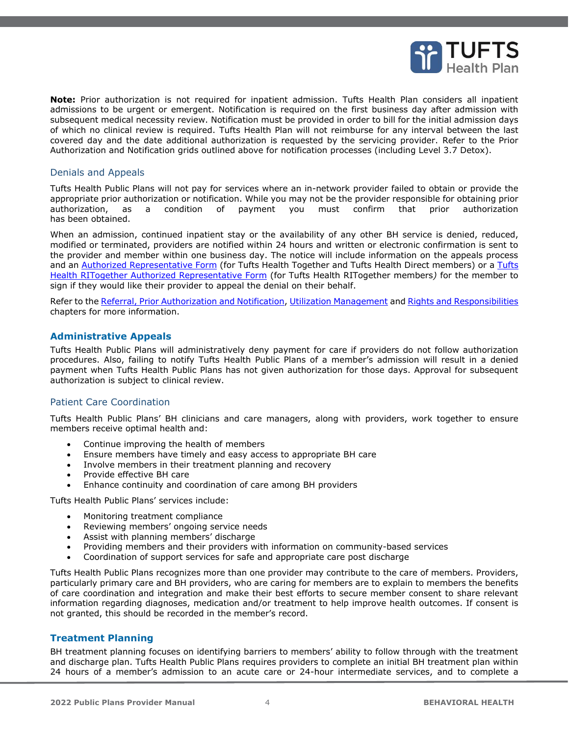**Note:** Prior authorization is not required for inpatient admission. Tufts Health Plan considers all inpatient admissions to be urgent or emergent. Notification is required on the first business day after admission with subsequent medical necessity review. Notification must be provided in order to bill for the initial admission days of which no clinical review is required. Tufts Health Plan will not reimburse for any interval between the last covered day and the date additional authorization is requested by the servicing provider. Refer to the Prior Authorization and Notification grids outlined above for notification processes (including Level 3.7 Detox).

### Denials and Appeals

Tufts Health Public Plans will not pay for services where an in-network provider failed to obtain or provide the appropriate prior authorization or notification. While you may not be the provider responsible for obtaining prior authorization, as a condition of payment you must confirm that prior authorization has been obtained.

When an admission, continued inpatient stay or the availability of any other BH service is denied, reduced, modified or terminated, providers are notified within 24 hours and written or electronic confirmation is sent to the provider and member within one business day. The notice will include information on the appeals process and an Authorized Representative Form (for Tufts Health Together and Tufts Health Direct members) or a Tufts Health RITogether Authorized Representative Form (for Tufts Health RITogether members*)* for the member to sign if they would like their provider to appeal the denial on their behalf.

Refer to the Referral, Prior Authorization and Notification, Utilization Management and Rights and Responsibilities chapters for more information.

## Administrative Appeals

Tufts Health Public Plans will administratively deny payment for care if providers do not follow authorization procedures. Also, failing to notify Tufts Health Public Plans of a member's admission will result in a denied payment when Tufts Health Public Plans has not given authorization for those days. Approval for subsequent authorization is subject to clinical review.

### Patient Care Coordination

Tufts Health Public Plans' BH clinicians and care managers, along with providers, work together to ensure members receive optimal health and:

- Continue improving the health of members
- Ensure members have timely and easy access to appropriate BH care
- Involve members in their treatment planning and recovery
- Provide effective BH care
- Enhance continuity and coordination of care among BH providers

Tufts Health Public Plans' services include:

- Monitoring treatment compliance
- Reviewing members' ongoing service needs
- Assist with planning members' discharge
- Providing members and their providers with information on community-based services
- Coordination of support services for safe and appropriate care post discharge

Tufts Health Public Plans recognizes more than one provider may contribute to the care of members. Providers, particularly primary care and BH providers, who are caring for members are to explain to members the benefits of care coordination and integration and make their best efforts to secure member consent to share relevant information regarding diagnoses, medication and/or treatment to help improve health outcomes. If consent is not granted, this should be recorded in the member's record.

## Treatment Planning

BH treatment planning focuses on identifying barriers to members' ability to follow through with the treatment and discharge plan. Tufts Health Public Plans requires providers to complete an initial BH treatment plan within 24 hours of a member's admission to an acute care or 24-hour intermediate services, and to complete a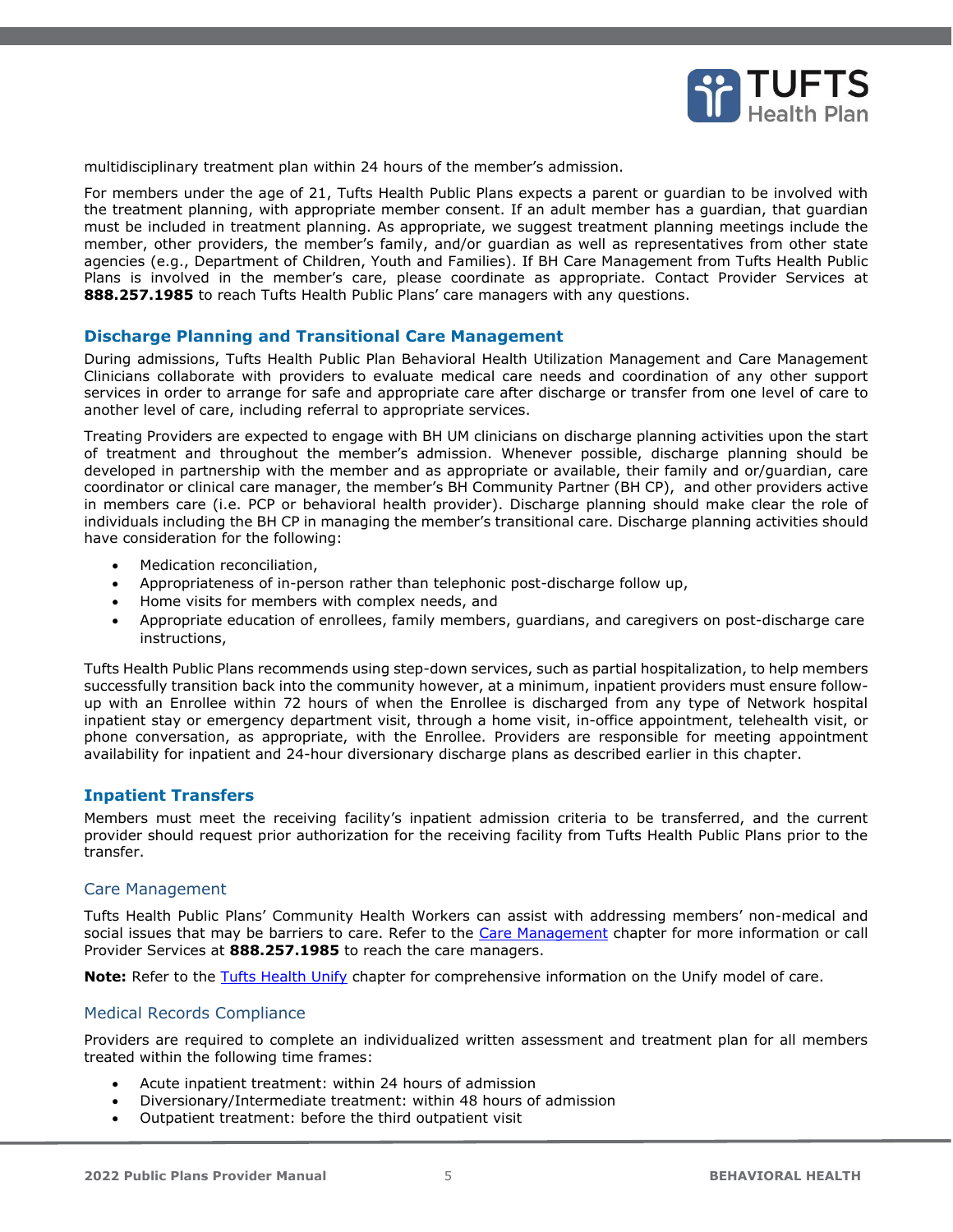multidisciplinary treatment plan within 24 hours of the member's admission.

For members under the age of 21, Tufts Health Public Plans expects a parent or guardian to be involved with the treatment planning, with appropriate member consent. If an adult member has a guardian, that guardian must be included in treatment planning. As appropriate, we suggest treatment planning meetings include the member, other providers, the member's family, and/or guardian as well as representatives from other state agencies (e.g., Department of Children, Youth and Families). If BH Care Management from Tufts Health Public Plans is involved in the member's care, please coordinate as appropriate. Contact Provider Services at **888.257.1985** to reach Tufts Health Public Plans' care managers with any questions.

## Discharge Planning and Transitional Care Management

During admissions, Tufts Health Public Plan Behavioral Health Utilization Management and Care Management Clinicians collaborate with providers to evaluate medical care needs and coordination of any other support services in order to arrange for safe and appropriate care after discharge or transfer from one level of care to another level of care, including referral to appropriate services.

Treating Providers are expected to engage with BH UM clinicians on discharge planning activities upon the start of treatment and throughout the member's admission. Whenever possible, discharge planning should be developed in partnership with the member and as appropriate or available, their family and or/guardian, care coordinator or clinical care manager, the member's BH Community Partner (BH CP), and other providers active in members care (i.e. PCP or behavioral health provider). Discharge planning should make clear the role of individuals including the BH CP in managing the member's transitional care. Discharge planning activities should have consideration for the following:

- Medication reconciliation,
- Appropriateness of in-person rather than telephonic post-discharge follow up,
- Home visits for members with complex needs, and
- Appropriate education of enrollees, family members, guardians, and caregivers on post-discharge care instructions,

Tufts Health Public Plans recommends using step-down services, such as partial hospitalization, to help members successfully transition back into the community however, at a minimum, inpatient providers must ensure follow-up with an Enrollee within 72 hours of when the Enrollee is discharged from any type of Network hospital inpatient stay or emergency department visit, through a home visit, in-office appointment, telehealth visit, or phone conversation, as appropriate, with the Enrollee. Providers are responsible for meeting appointment availability for inpatient and 24-hour diversionary discharge plans as described earlier in this chapter.

## Inpatient Transfers

Members must meet the receiving facility's inpatient admission criteria to be transferred, and the current provider should request prior authorization for the receiving facility from Tufts Health Public Plans prior to the transfer.

### Care Management

Tufts Health Public Plans' Community Health Workers can assist with addressing members' non-medical and social issues that may be barriers to care. Refer to the Care Management chapter for more information or call Provider Services at **888.257.1985** to reach the care managers.

**Note:** Refer to the Tufts Health Unify chapter for comprehensive information on the Unify model of care.

### Medical Records Compliance

Providers are required to complete an individualized written assessment and treatment plan for all members treated within the following time frames:

- Acute inpatient treatment: within 24 hours of admission
- Diversionary/Intermediate treatment: within 48 hours of admission
- Outpatient treatment: before the third outpatient visit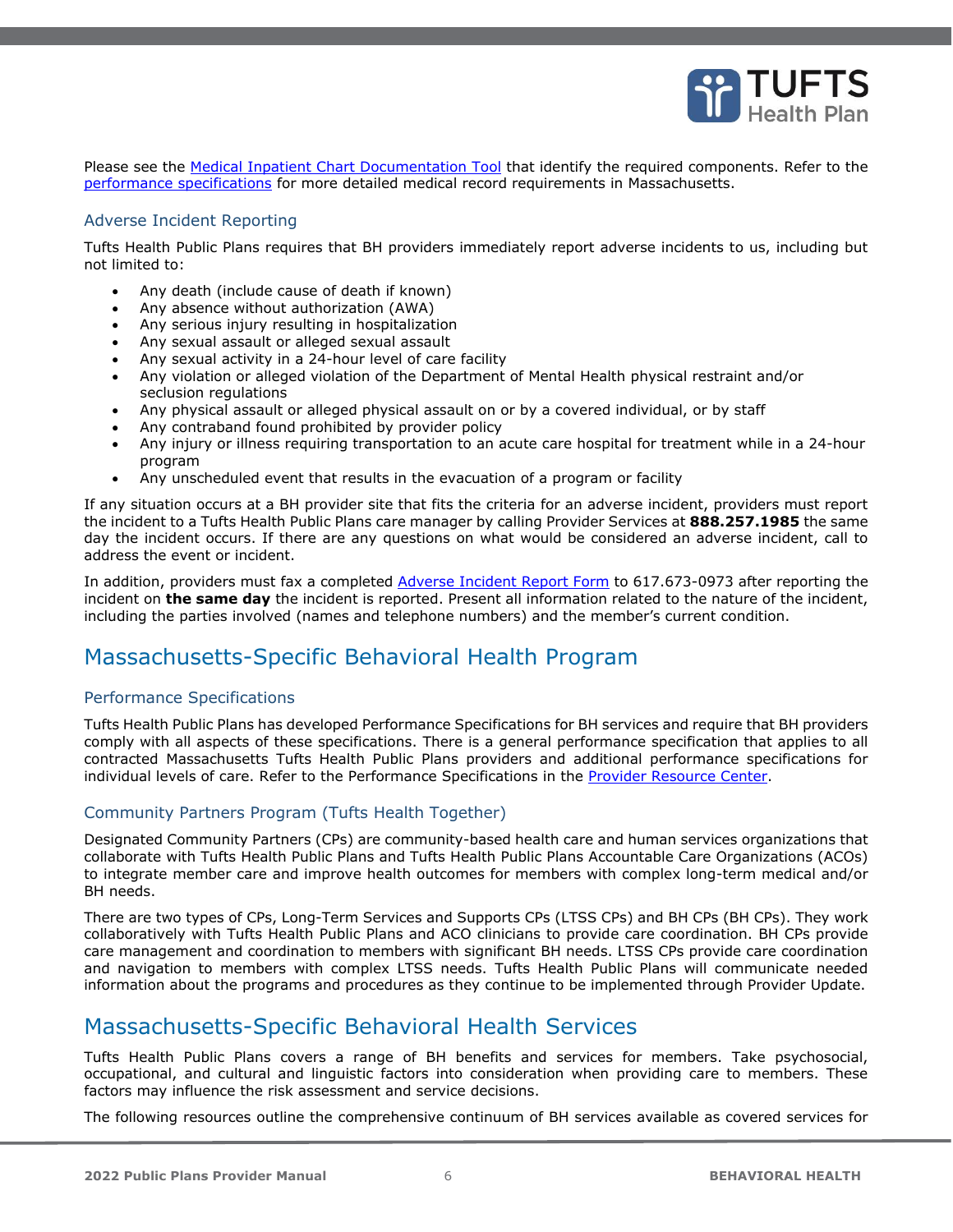Please see the [Medical Inpatient Chart Documentation Tool]() that identify the required components. Refer to the [performance specifications]() for more detailed medical record requirements in Massachusetts.

### Adverse Incident Reporting

Tufts Health Public Plans requires that BH providers immediately report adverse incidents to us, including but not limited to:

- Any death (include cause of death if known)
- Any absence without authorization (AWA)
- Any serious injury resulting in hospitalization
- Any sexual assault or alleged sexual assault
- Any sexual activity in a 24-hour level of care facility
- Any violation or alleged violation of the Department of Mental Health physical restraint and/or seclusion regulations
- Any physical assault or alleged physical assault on or by a covered individual, or by staff
- Any contraband found prohibited by provider policy
- Any injury or illness requiring transportation to an acute care hospital for treatment while in a 24-hour program
- Any unscheduled event that results in the evacuation of a program or facility

If any situation occurs at a BH provider site that fits the criteria for an adverse incident, providers must report the incident to a Tufts Health Public Plans care manager by calling Provider Services at **888.257.1985** the same day the incident occurs. If there are any questions on what would be considered an adverse incident, call to address the event or incident.

In addition, providers must fax a completed [Adverse Incident Report Form]() to 617.673-0973 after reporting the incident on **the same day** the incident is reported. Present all information related to the nature of the incident, including the parties involved (names and telephone numbers) and the member's current condition.

## Massachusetts-Specific Behavioral Health Program

### Performance Specifications

Tufts Health Public Plans has developed Performance Specifications for BH services and require that BH providers comply with all aspects of these specifications. There is a general performance specification that applies to all contracted Massachusetts Tufts Health Public Plans providers and additional performance specifications for individual levels of care. Refer to the Performance Specifications in the [Provider Resource Center]().

### Community Partners Program (Tufts Health Together)

Designated Community Partners (CPs) are community-based health care and human services organizations that collaborate with Tufts Health Public Plans and Tufts Health Public Plans Accountable Care Organizations (ACOs) to integrate member care and improve health outcomes for members with complex long-term medical and/or BH needs.

There are two types of CPs, Long-Term Services and Supports CPs (LTSS CPs) and BH CPs (BH CPs). They work collaboratively with Tufts Health Public Plans and ACO clinicians to provide care coordination. BH CPs provide care management and coordination to members with significant BH needs. LTSS CPs provide care coordination and navigation to members with complex LTSS needs. Tufts Health Public Plans will communicate needed information about the programs and procedures as they continue to be implemented through Provider Update.

## Massachusetts-Specific Behavioral Health Services

Tufts Health Public Plans covers a range of BH benefits and services for members. Take psychosocial, occupational, and cultural and linguistic factors into consideration when providing care to members. These factors may influence the risk assessment and service decisions.

The following resources outline the comprehensive continuum of BH services available as covered services for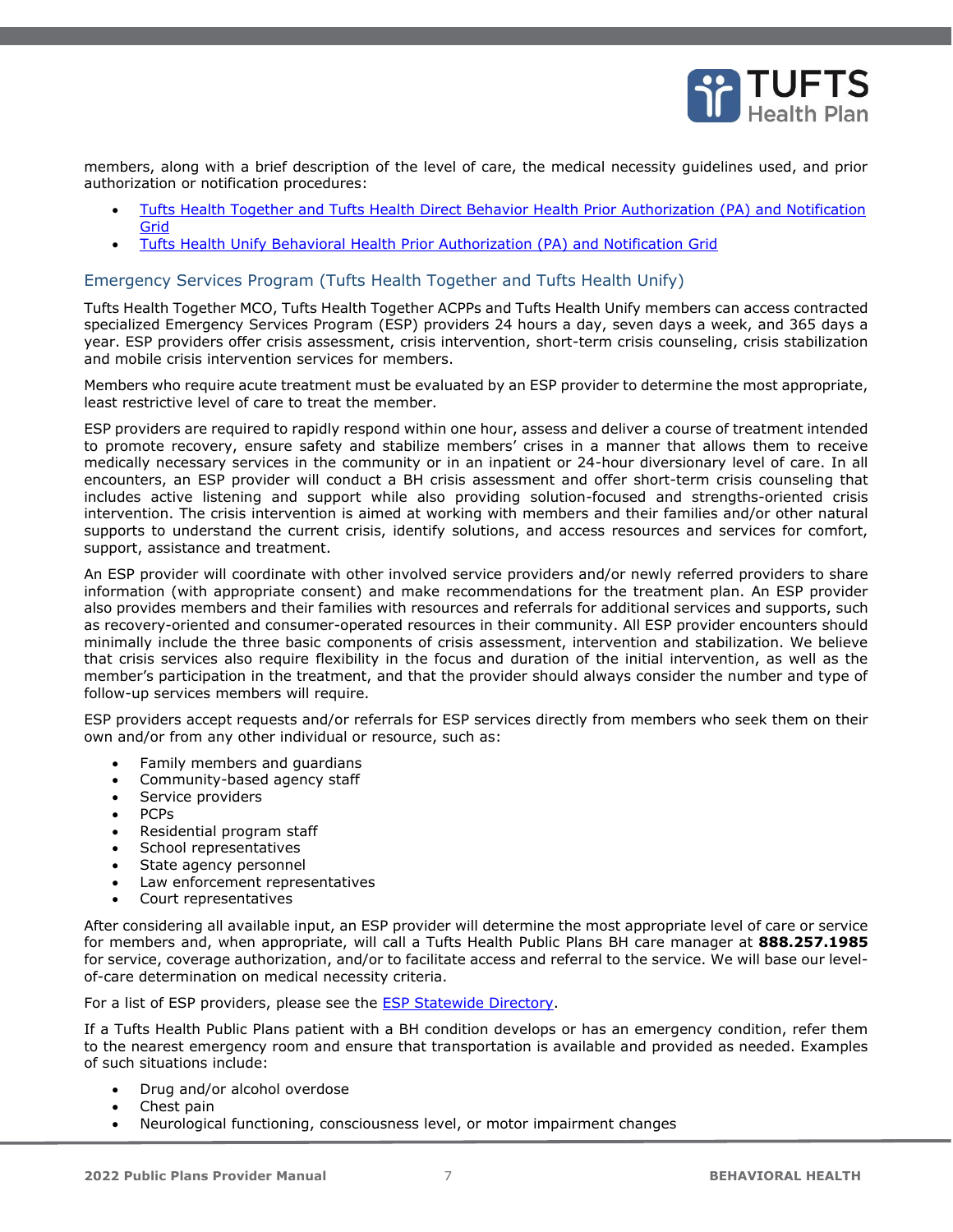members, along with a brief description of the level of care, the medical necessity guidelines used, and prior authorization or notification procedures:

- Tufts Health Together and Tufts Health Direct Behavior Health Prior Authorization (PA) and Notification Grid
- Tufts Health Unify Behavioral Health Prior Authorization (PA) and Notification Grid

## Emergency Services Program (Tufts Health Together and Tufts Health Unify)

Tufts Health Together MCO, Tufts Health Together ACPPs and Tufts Health Unify members can access contracted specialized Emergency Services Program (ESP) providers 24 hours a day, seven days a week, and 365 days a year. ESP providers offer crisis assessment, crisis intervention, short-term crisis counseling, crisis stabilization and mobile crisis intervention services for members.

Members who require acute treatment must be evaluated by an ESP provider to determine the most appropriate, least restrictive level of care to treat the member.

ESP providers are required to rapidly respond within one hour, assess and deliver a course of treatment intended to promote recovery, ensure safety and stabilize members' crises in a manner that allows them to receive medically necessary services in the community or in an inpatient or 24-hour diversionary level of care. In all encounters, an ESP provider will conduct a BH crisis assessment and offer short-term crisis counseling that includes active listening and support while also providing solution-focused and strengths-oriented crisis intervention. The crisis intervention is aimed at working with members and their families and/or other natural supports to understand the current crisis, identify solutions, and access resources and services for comfort, support, assistance and treatment.

An ESP provider will coordinate with other involved service providers and/or newly referred providers to share information (with appropriate consent) and make recommendations for the treatment plan. An ESP provider also provides members and their families with resources and referrals for additional services and supports, such as recovery-oriented and consumer-operated resources in their community. All ESP provider encounters should minimally include the three basic components of crisis assessment, intervention and stabilization. We believe that crisis services also require flexibility in the focus and duration of the initial intervention, as well as the member's participation in the treatment, and that the provider should always consider the number and type of follow-up services members will require.

ESP providers accept requests and/or referrals for ESP services directly from members who seek them on their own and/or from any other individual or resource, such as:

- Family members and guardians
- Community-based agency staff
- Service providers
- PCPs
- Residential program staff
- School representatives
- State agency personnel
- Law enforcement representatives
- Court representatives

After considering all available input, an ESP provider will determine the most appropriate level of care or service for members and, when appropriate, will call a Tufts Health Public Plans BH care manager at **888.257.1985** for service, coverage authorization, and/or to facilitate access and referral to the service. We will base our level-of-care determination on medical necessity criteria.

For a list of ESP providers, please see the ESP Statewide Directory.

If a Tufts Health Public Plans patient with a BH condition develops or has an emergency condition, refer them to the nearest emergency room and ensure that transportation is available and provided as needed. Examples of such situations include:

- Drug and/or alcohol overdose
- Chest pain
- Neurological functioning, consciousness level, or motor impairment changes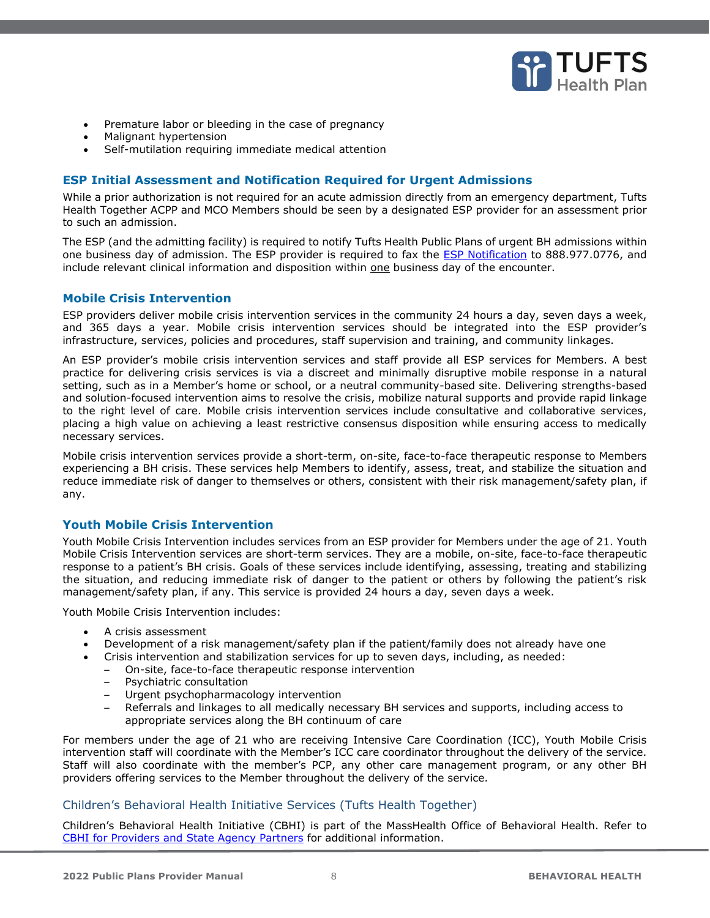- Premature labor or bleeding in the case of pregnancy
- Malignant hypertension
- Self-mutilation requiring immediate medical attention

### ESP Initial Assessment and Notification Required for Urgent Admissions

While a prior authorization is not required for an acute admission directly from an emergency department, Tufts Health Together ACPP and MCO Members should be seen by a designated ESP provider for an assessment prior to such an admission.

The ESP (and the admitting facility) is required to notify Tufts Health Public Plans of urgent BH admissions within one business day of admission. The ESP provider is required to fax the ESP Notification to 888.977.0776, and include relevant clinical information and disposition within one business day of the encounter.

### Mobile Crisis Intervention

ESP providers deliver mobile crisis intervention services in the community 24 hours a day, seven days a week, and 365 days a year. Mobile crisis intervention services should be integrated into the ESP provider's infrastructure, services, policies and procedures, staff supervision and training, and community linkages.

An ESP provider's mobile crisis intervention services and staff provide all ESP services for Members. A best practice for delivering crisis services is via a discreet and minimally disruptive mobile response in a natural setting, such as in a Member's home or school, or a neutral community-based site. Delivering strengths-based and solution-focused intervention aims to resolve the crisis, mobilize natural supports and provide rapid linkage to the right level of care. Mobile crisis intervention services include consultative and collaborative services, placing a high value on achieving a least restrictive consensus disposition while ensuring access to medically necessary services.

Mobile crisis intervention services provide a short-term, on-site, face-to-face therapeutic response to Members experiencing a BH crisis. These services help Members to identify, assess, treat, and stabilize the situation and reduce immediate risk of danger to themselves or others, consistent with their risk management/safety plan, if any.

### Youth Mobile Crisis Intervention

Youth Mobile Crisis Intervention includes services from an ESP provider for Members under the age of 21. Youth Mobile Crisis Intervention services are short-term services. They are a mobile, on-site, face-to-face therapeutic response to a patient's BH crisis. Goals of these services include identifying, assessing, treating and stabilizing the situation, and reducing immediate risk of danger to the patient or others by following the patient's risk management/safety plan, if any. This service is provided 24 hours a day, seven days a week.

Youth Mobile Crisis Intervention includes:

- A crisis assessment
- Development of a risk management/safety plan if the patient/family does not already have one
- Crisis intervention and stabilization services for up to seven days, including, as needed:
  - On-site, face-to-face therapeutic response intervention
  - Psychiatric consultation
  - Urgent psychopharmacology intervention
  - Referrals and linkages to all medically necessary BH services and supports, including access to appropriate services along the BH continuum of care

For members under the age of 21 who are receiving Intensive Care Coordination (ICC), Youth Mobile Crisis intervention staff will coordinate with the Member's ICC care coordinator throughout the delivery of the service. Staff will also coordinate with the member's PCP, any other care management program, or any other BH providers offering services to the Member throughout the delivery of the service.

### Children's Behavioral Health Initiative Services (Tufts Health Together)

Children's Behavioral Health Initiative (CBHI) is part of the MassHealth Office of Behavioral Health. Refer to CBHI for Providers and State Agency Partners for additional information.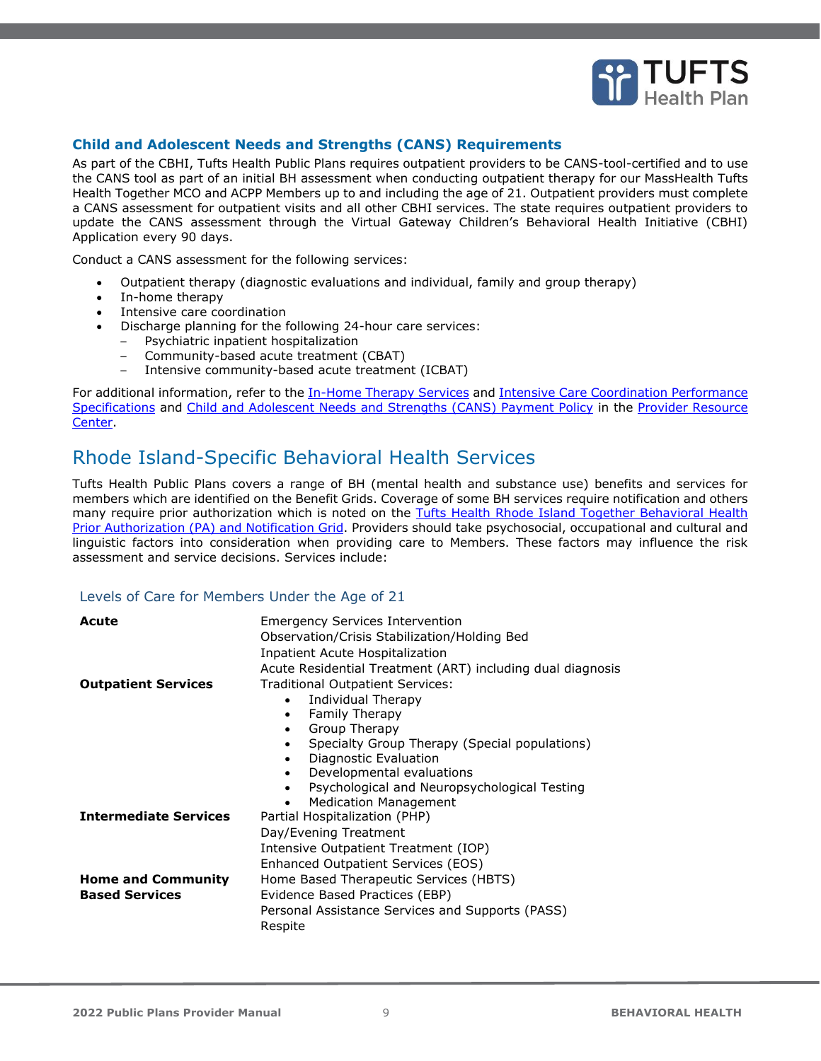### Child and Adolescent Needs and Strengths (CANS) Requirements

As part of the CBHI, Tufts Health Public Plans requires outpatient providers to be CANS-tool-certified and to use the CANS tool as part of an initial BH assessment when conducting outpatient therapy for our MassHealth Tufts Health Together MCO and ACPP Members up to and including the age of 21. Outpatient providers must complete a CANS assessment for outpatient visits and all other CBHI services. The state requires outpatient providers to update the CANS assessment through the Virtual Gateway Children's Behavioral Health Initiative (CBHI) Application every 90 days.

Conduct a CANS assessment for the following services:

- Outpatient therapy (diagnostic evaluations and individual, family and group therapy)
- In-home therapy
- Intensive care coordination
- Discharge planning for the following 24-hour care services:
  - Psychiatric inpatient hospitalization
  - Community-based acute treatment (CBAT)
  - Intensive community-based acute treatment (ICBAT)

For additional information, refer to the In-Home Therapy Services and Intensive Care Coordination Performance Specifications and Child and Adolescent Needs and Strengths (CANS) Payment Policy in the Provider Resource Center.

## Rhode Island-Specific Behavioral Health Services

Tufts Health Public Plans covers a range of BH (mental health and substance use) benefits and services for members which are identified on the Benefit Grids. Coverage of some BH services require notification and others many require prior authorization which is noted on the Tufts Health Rhode Island Together Behavioral Health Prior Authorization (PA) and Notification Grid. Providers should take psychosocial, occupational and cultural and linguistic factors into consideration when providing care to Members. These factors may influence the risk assessment and service decisions. Services include:

### Levels of Care for Members Under the Age of 21

| | |
|---|---|
| **Acute** | Emergency Services Intervention<br>Observation/Crisis Stabilization/Holding Bed<br>Inpatient Acute Hospitalization<br>Acute Residential Treatment (ART) including dual diagnosis |
| **Outpatient Services** | Traditional Outpatient Services:<br>• Individual Therapy<br>• Family Therapy<br>• Group Therapy<br>• Specialty Group Therapy (Special populations)<br>• Diagnostic Evaluation<br>• Developmental evaluations<br>• Psychological and Neuropsychological Testing<br>• Medication Management |
| **Intermediate Services** | Partial Hospitalization (PHP)<br>Day/Evening Treatment<br>Intensive Outpatient Treatment (IOP)<br>Enhanced Outpatient Services (EOS) |
| **Home and Community Based Services** | Home Based Therapeutic Services (HBTS)<br>Evidence Based Practices (EBP)<br>Personal Assistance Services and Supports (PASS)<br>Respite |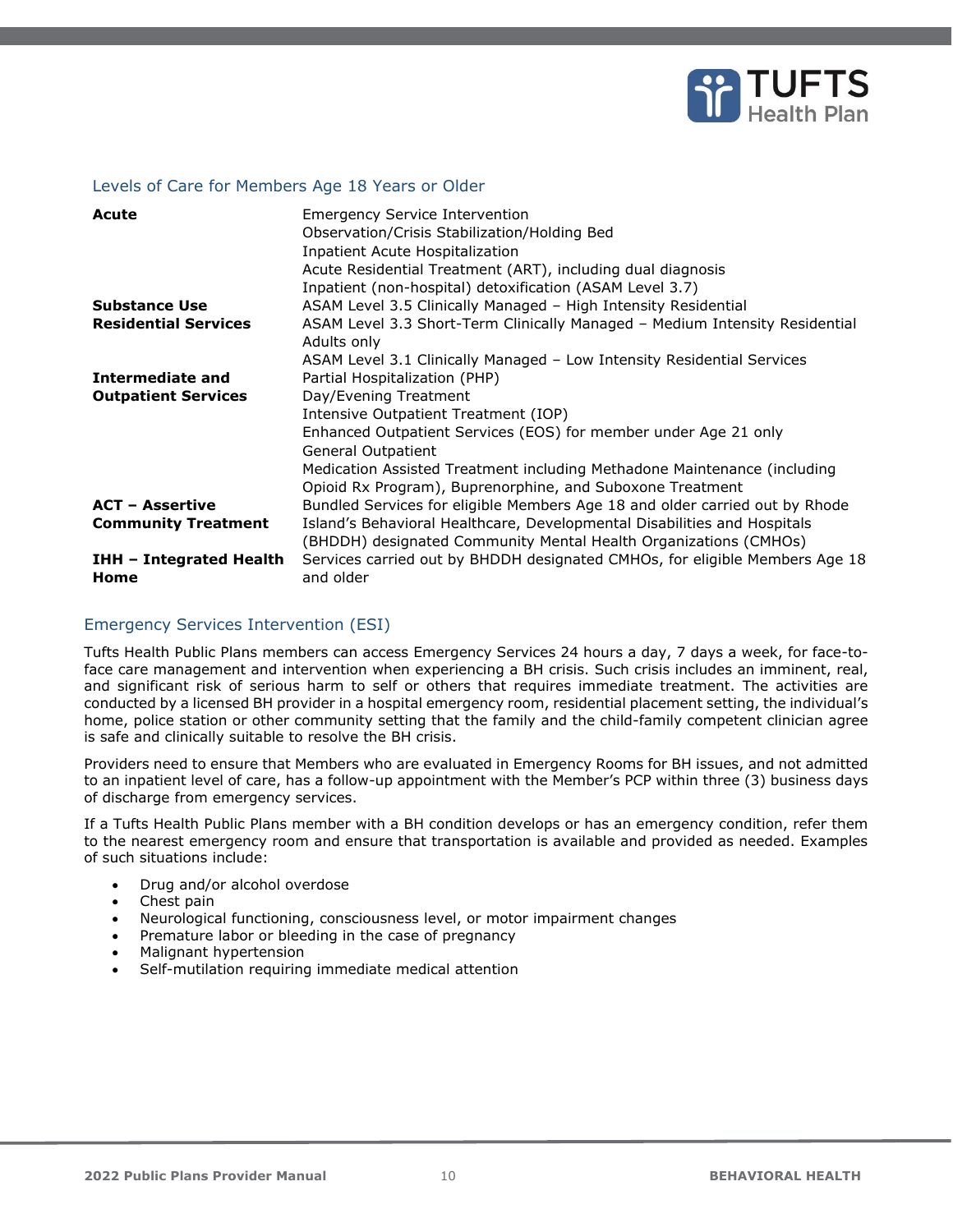## Levels of Care for Members Age 18 Years or Older

| | |
|---|---|
| **Acute** | Emergency Service Intervention<br>Observation/Crisis Stabilization/Holding Bed<br>Inpatient Acute Hospitalization<br>Acute Residential Treatment (ART), including dual diagnosis<br>Inpatient (non-hospital) detoxification (ASAM Level 3.7) |
| **Substance Use Residential Services** | ASAM Level 3.5 Clinically Managed – High Intensity Residential<br>ASAM Level 3.3 Short-Term Clinically Managed – Medium Intensity Residential Adults only<br>ASAM Level 3.1 Clinically Managed – Low Intensity Residential Services |
| **Intermediate and Outpatient Services** | Partial Hospitalization (PHP)<br>Day/Evening Treatment<br>Intensive Outpatient Treatment (IOP)<br>Enhanced Outpatient Services (EOS) for member under Age 21 only<br>General Outpatient<br>Medication Assisted Treatment including Methadone Maintenance (including Opioid Rx Program), Buprenorphine, and Suboxone Treatment |
| **ACT – Assertive Community Treatment** | Bundled Services for eligible Members Age 18 and older carried out by Rhode Island's Behavioral Healthcare, Developmental Disabilities and Hospitals (BHDDH) designated Community Mental Health Organizations (CMHOs) |
| **IHH – Integrated Health Home** | Services carried out by BHDDH designated CMHOs, for eligible Members Age 18 and older |

## Emergency Services Intervention (ESI)

Tufts Health Public Plans members can access Emergency Services 24 hours a day, 7 days a week, for face-to-face care management and intervention when experiencing a BH crisis. Such crisis includes an imminent, real, and significant risk of serious harm to self or others that requires immediate treatment. The activities are conducted by a licensed BH provider in a hospital emergency room, residential placement setting, the individual's home, police station or other community setting that the family and the child-family competent clinician agree is safe and clinically suitable to resolve the BH crisis.

Providers need to ensure that Members who are evaluated in Emergency Rooms for BH issues, and not admitted to an inpatient level of care, has a follow-up appointment with the Member's PCP within three (3) business days of discharge from emergency services.

If a Tufts Health Public Plans member with a BH condition develops or has an emergency condition, refer them to the nearest emergency room and ensure that transportation is available and provided as needed. Examples of such situations include:

- Drug and/or alcohol overdose
- Chest pain
- Neurological functioning, consciousness level, or motor impairment changes
- Premature labor or bleeding in the case of pregnancy
- Malignant hypertension
- Self-mutilation requiring immediate medical attention